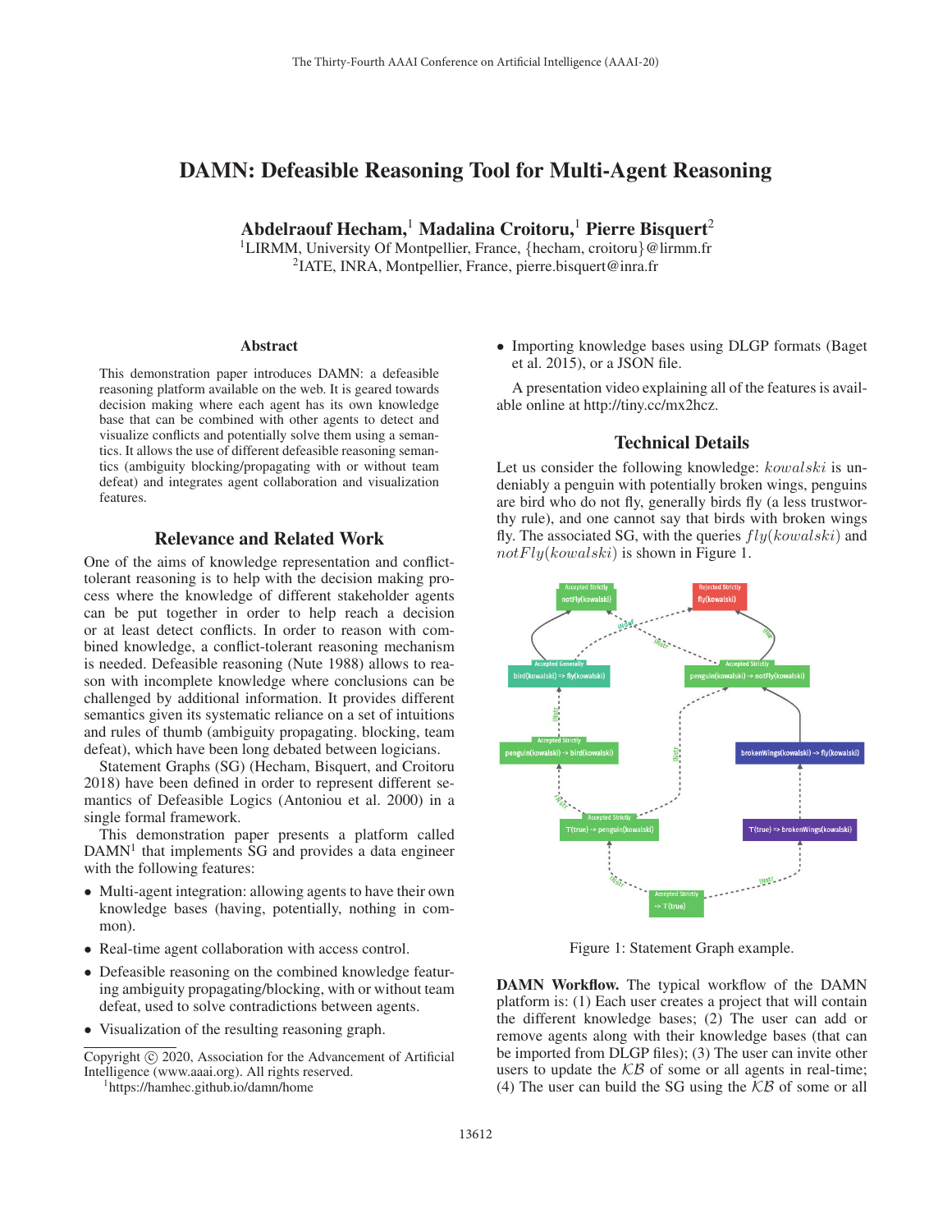The Thirty-Fourth AAAI Conference on Artificial Intelligence (AAAI-20)

# DAMN: Defeasible Reasoning Tool for Multi-Agent Reasoning

**Abdelraouf Hecham,[1] Madalina Croitoru,[1] Pierre Bisquert[2]**

[1]LIRMM, University Of Montpellier, France, {hecham, croitoru}@lirmm.fr
[2]IATE, INRA, Montpellier, France, pierre.bisquert@inra.fr

## Abstract

This demonstration paper introduces DAMN: a defeasible reasoning platform available on the web. It is geared towards decision making where each agent has its own knowledge base that can be combined with other agents to detect and visualize conflicts and potentially solve them using a semantics. It allows the use of different defeasible reasoning semantics (ambiguity blocking/propagating with or without team defeat) and integrates agent collaboration and visualization features.

## Relevance and Related Work

One of the aims of knowledge representation and conflict-tolerant reasoning is to help with the decision making process where the knowledge of different stakeholder agents can be put together in order to help reach a decision or at least detect conflicts. In order to reason with combined knowledge, a conflict-tolerant reasoning mechanism is needed. Defeasible reasoning (Nute 1988) allows to reason with incomplete knowledge where conclusions can be challenged by additional information. It provides different semantics given its systematic reliance on a set of intuitions and rules of thumb (ambiguity propagating. blocking, team defeat), which have been long debated between logicians.

Statement Graphs (SG) (Hecham, Bisquert, and Croitoru 2018) have been defined in order to represent different semantics of Defeasible Logics (Antoniou et al. 2000) in a single formal framework.

This demonstration paper presents a platform called DAMN[1] that implements SG and provides a data engineer with the following features:

- Multi-agent integration: allowing agents to have their own knowledge bases (having, potentially, nothing in common).
- Real-time agent collaboration with access control.
- Defeasible reasoning on the combined knowledge featuring ambiguity propagating/blocking, with or without team defeat, used to solve contradictions between agents.
- Visualization of the resulting reasoning graph.
- Importing knowledge bases using DLGP formats (Baget et al. 2015), or a JSON file.

A presentation video explaining all of the features is available online at http://tiny.cc/mx2hcz.

Copyright © 2020, Association for the Advancement of Artificial Intelligence (www.aaai.org). All rights reserved.

[1]https://hamhec.github.io/damn/home

## Technical Details

Let us consider the following knowledge: $kowalski$ is undeniably a penguin with potentially broken wings, penguins are bird who do not fly, generally birds fly (a less trustworthy rule), and one cannot say that birds with broken wings fly. The associated SG, with the queries $fly(kowalski)$ and $notFly(kowalski)$ is shown in Figure 1.

Figure 1: Statement Graph example.

**DAMN Workflow.** The typical workflow of the DAMN platform is: (1) Each user creates a project that will contain the different knowledge bases; (2) The user can add or remove agents along with their knowledge bases (that can be imported from DLGP files); (3) The user can invite other users to update the $\mathcal{KB}$ of some or all agents in real-time; (4) The user can build the SG using the $\mathcal{KB}$ of some or all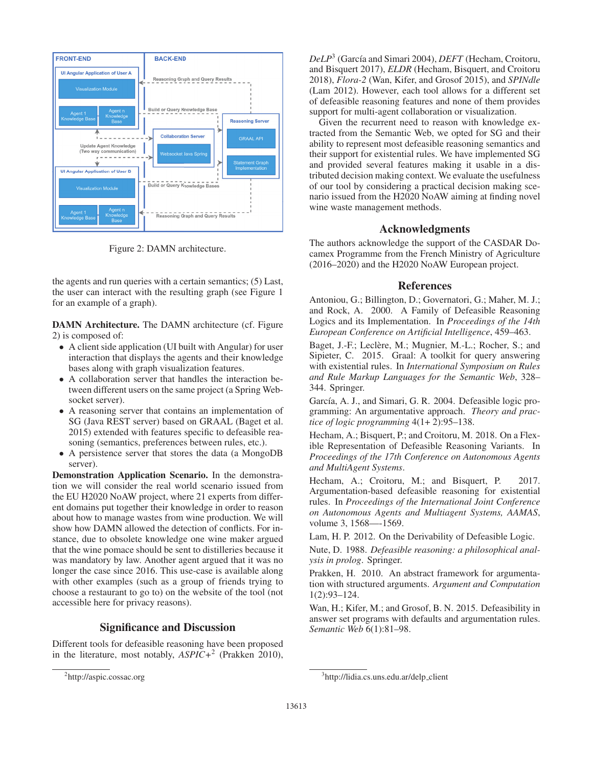FRONT-END

BACK-END

UI Angular Application of User A

Visualization Module

Agent 1 Knowledge Base

Agent n Knowledge Base

Reasoning Graph and Query Results

Build or Query Knowledge Base

Reasoning Server

GRAAL API

Statement Graph Implementation

Collaboration Server

Websocket Java Spring

Update Agent Knowledge (Two way communication)

UI Angular Application of User D

Visualization Module

Agent 1 Knowledge Base

Agent n Knowledge Base

Build or Query Knowledge Bases

Reasoning Graph and Query Results

Figure 2: DAMN architecture.

the agents and run queries with a certain semantics; (5) Last, the user can interact with the resulting graph (see Figure 1 for an example of a graph).

**DAMN Architecture.** The DAMN architecture (cf. Figure 2) is composed of:

- A client side application (UI built with Angular) for user interaction that displays the agents and their knowledge bases along with graph visualization features.
- A collaboration server that handles the interaction between different users on the same project (a Spring Websocket server).
- A reasoning server that contains an implementation of SG (Java REST server) based on GRAAL (Baget et al. 2015) extended with features specific to defeasible reasoning (semantics, preferences between rules, etc.).
- A persistence server that stores the data (a MongoDB server).

**Demonstration Application Scenario.** In the demonstration we will consider the real world scenario issued from the EU H2020 NoAW project, where 21 experts from different domains put together their knowledge in order to reason about how to manage wastes from wine production. We will show how DAMN allowed the detection of conflicts. For instance, due to obsolete knowledge one wine maker argued that the wine pomace should be sent to distilleries because it was mandatory by law. Another agent argued that it was no longer the case since 2016. This use-case is available along with other examples (such as a group of friends trying to choose a restaurant to go to) on the website of the tool (not accessible here for privacy reasons).

## Significance and Discussion

Different tools for defeasible reasoning have been proposed in the literature, most notably, *ASPIC+*[2] (Prakken 2010), *DeLP*[3] (García and Simari 2004), *DEFT* (Hecham, Croitoru, and Bisquert 2017), *ELDR* (Hecham, Bisquert, and Croitoru 2018), *Flora-2* (Wan, Kifer, and Grosof 2015), and *SPINdle* (Lam 2012). However, each tool allows for a different set of defeasible reasoning features and none of them provides support for multi-agent collaboration or visualization.

Given the recurrent need to reason with knowledge extracted from the Semantic Web, we opted for SG and their ability to represent most defeasible reasoning semantics and their support for existential rules. We have implemented SG and provided several features making it usable in a distributed decision making context. We evaluate the usefulness of our tool by considering a practical decision making scenario issued from the H2020 NoAW aiming at finding novel wine waste management methods.

## Acknowledgments

The authors acknowledge the support of the CASDAR Docamex Programme from the French Ministry of Agriculture (2016–2020) and the H2020 NoAW European project.

## References

Antoniou, G.; Billington, D.; Governatori, G.; Maher, M. J.; and Rock, A. 2000. A Family of Defeasible Reasoning Logics and its Implementation. In *Proceedings of the 14th European Conference on Artificial Intelligence*, 459–463.

Baget, J.-F.; Leclère, M.; Mugnier, M.-L.; Rocher, S.; and Sipieter, C. 2015. Graal: A toolkit for query answering with existential rules. In *International Symposium on Rules and Rule Markup Languages for the Semantic Web*, 328–344. Springer.

García, A. J., and Simari, G. R. 2004. Defeasible logic programming: An argumentative approach. *Theory and practice of logic programming* 4(1+ 2):95–138.

Hecham, A.; Bisquert, P.; and Croitoru, M. 2018. On a Flexible Representation of Defeasible Reasoning Variants. In *Proceedings of the 17th Conference on Autonomous Agents and MultiAgent Systems*.

Hecham, A.; Croitoru, M.; and Bisquert, P. 2017. Argumentation-based defeasible reasoning for existential rules. In *Proceedings of the International Joint Conference on Autonomous Agents and Multiagent Systems, AAMAS*, volume 3, 1568—-1569.

Lam, H. P. 2012. On the Derivability of Defeasible Logic.

Nute, D. 1988. *Defeasible reasoning: a philosophical analysis in prolog*. Springer.

Prakken, H. 2010. An abstract framework for argumentation with structured arguments. *Argument and Computation* 1(2):93–124.

Wan, H.; Kifer, M.; and Grosof, B. N. 2015. Defeasibility in answer set programs with defaults and argumentation rules. *Semantic Web* 6(1):81–98.

[2] http://aspic.cossac.org

[3] http://lidia.cs.uns.edu.ar/delp_client